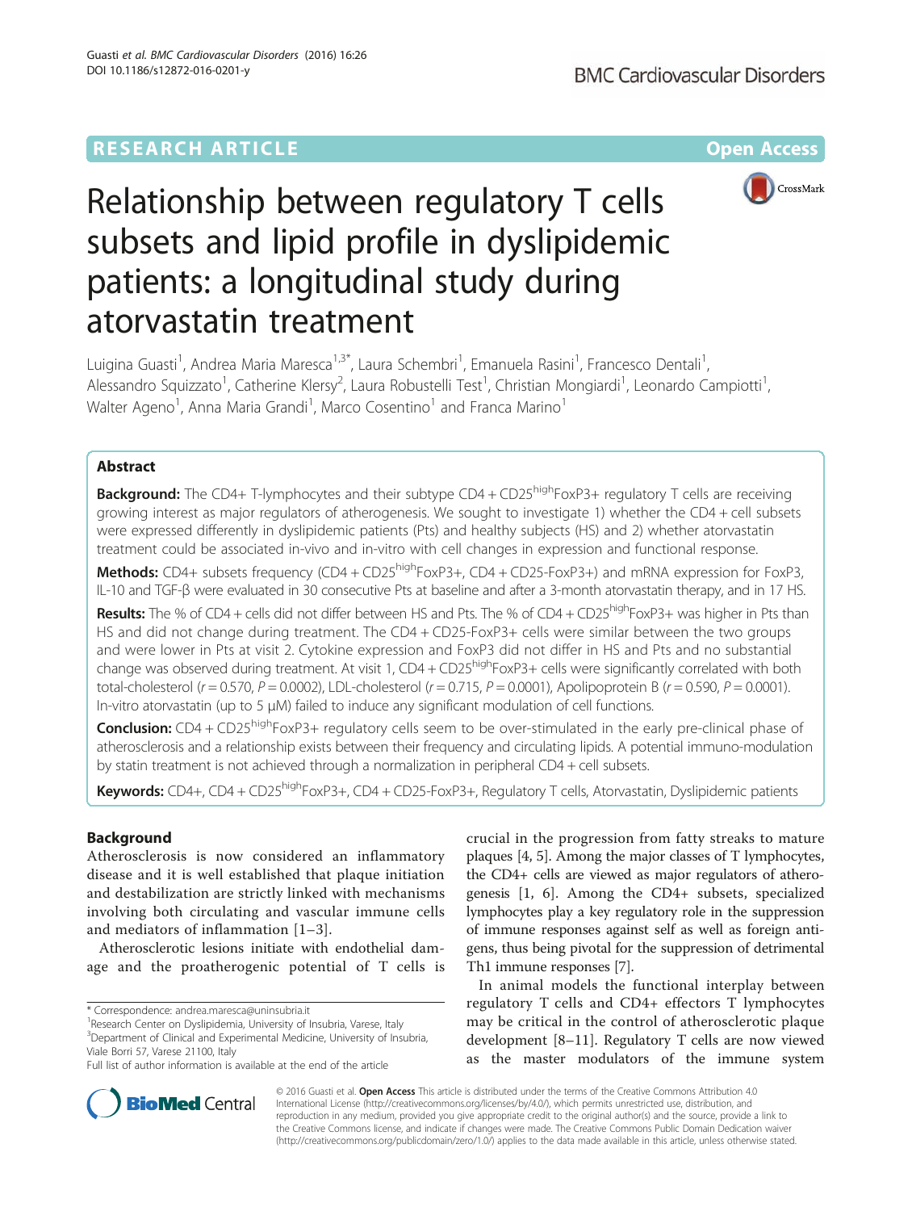# Relationship between regulatory T cells subsets and lipid profile in dyslipidemic patients: a longitudinal study during atorvastatin treatment

Luigina Guasti[1], Andrea Maria Maresca[1,3*], Laura Schembri[1], Emanuela Rasini[1], Francesco Dentali[1], Alessandro Squizzato[1], Catherine Klersy[2], Laura Robustelli Test[1], Christian Mongiardi[1], Leonardo Campiotti[1], Walter Ageno[1], Anna Maria Grandi[1], Marco Cosentino[1] and Franca Marino[1]

## Abstract

**Background:** The CD4+ T-lymphocytes and their subtype CD4 + CD25$^{high}$FoxP3+ regulatory T cells are receiving growing interest as major regulators of atherogenesis. We sought to investigate 1) whether the CD4 + cell subsets were expressed differently in dyslipidemic patients (Pts) and healthy subjects (HS) and 2) whether atorvastatin treatment could be associated in-vivo and in-vitro with cell changes in expression and functional response.

**Methods:** CD4+ subsets frequency (CD4 + CD25$^{high}$FoxP3+, CD4 + CD25-FoxP3+) and mRNA expression for FoxP3, IL-10 and TGF-β were evaluated in 30 consecutive Pts at baseline and after a 3-month atorvastatin therapy, and in 17 HS.

**Results:** The % of CD4 + cells did not differ between HS and Pts. The % of CD4 + CD25$^{high}$FoxP3+ was higher in Pts than HS and did not change during treatment. The CD4 + CD25-FoxP3+ cells were similar between the two groups and were lower in Pts at visit 2. Cytokine expression and FoxP3 did not differ in HS and Pts and no substantial change was observed during treatment. At visit 1, CD4 + CD25$^{high}$FoxP3+ cells were significantly correlated with both total-cholesterol ($r = 0.570$, $P = 0.0002$), LDL-cholesterol ($r = 0.715$, $P = 0.0001$), Apolipoprotein B ($r = 0.590$, $P = 0.0001$). In-vitro atorvastatin (up to 5 μM) failed to induce any significant modulation of cell functions.

**Conclusion:** CD4 + CD25$^{high}$FoxP3+ regulatory cells seem to be over-stimulated in the early pre-clinical phase of atherosclerosis and a relationship exists between their frequency and circulating lipids. A potential immuno-modulation by statin treatment is not achieved through a normalization in peripheral CD4 + cell subsets.

**Keywords:** CD4+, CD4 + CD25$^{high}$FoxP3+, CD4 + CD25-FoxP3+, Regulatory T cells, Atorvastatin, Dyslipidemic patients

## Background

Atherosclerosis is now considered an inflammatory disease and it is well established that plaque initiation and destabilization are strictly linked with mechanisms involving both circulating and vascular immune cells and mediators of inflammation [1–3].

Atherosclerotic lesions initiate with endothelial damage and the proatherogenic potential of T cells is crucial in the progression from fatty streaks to mature plaques [4, 5]. Among the major classes of T lymphocytes, the CD4+ cells are viewed as major regulators of atherogenesis [1, 6]. Among the CD4+ subsets, specialized lymphocytes play a key regulatory role in the suppression of immune responses against self as well as foreign antigens, thus being pivotal for the suppression of detrimental Th1 immune responses [7].

In animal models the functional interplay between regulatory T cells and CD4+ effectors T lymphocytes may be critical in the control of atherosclerotic plaque development [8–11]. Regulatory T cells are now viewed as the master modulators of the immune system

\* Correspondence: andrea.maresca@uninsubria.it
[1]Research Center on Dyslipidemia, University of Insubria, Varese, Italy
[3]Department of Clinical and Experimental Medicine, University of Insubria, Viale Borri 57, Varese 21100, Italy
Full list of author information is available at the end of the article

© 2016 Guasti et al. **Open Access** This article is distributed under the terms of the Creative Commons Attribution 4.0 International License (http://creativecommons.org/licenses/by/4.0/), which permits unrestricted use, distribution, and reproduction in any medium, provided you give appropriate credit to the original author(s) and the source, provide a link to the Creative Commons license, and indicate if changes were made. The Creative Commons Public Domain Dedication waiver (http://creativecommons.org/publicdomain/zero/1.0/) applies to the data made available in this article, unless otherwise stated.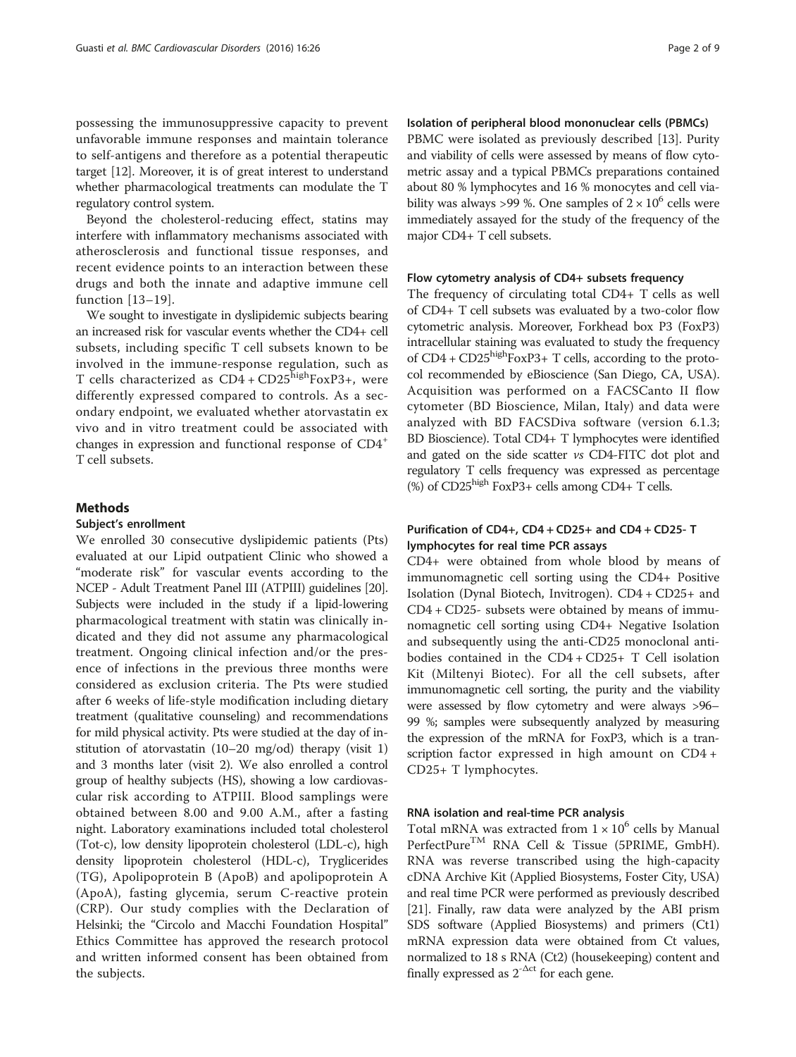possessing the immunosuppressive capacity to prevent unfavorable immune responses and maintain tolerance to self-antigens and therefore as a potential therapeutic target [12]. Moreover, it is of great interest to understand whether pharmacological treatments can modulate the T regulatory control system.

Beyond the cholesterol-reducing effect, statins may interfere with inflammatory mechanisms associated with atherosclerosis and functional tissue responses, and recent evidence points to an interaction between these drugs and both the innate and adaptive immune cell function [13–19].

We sought to investigate in dyslipidemic subjects bearing an increased risk for vascular events whether the CD4+ cell subsets, including specific T cell subsets known to be involved in the immune-response regulation, such as T cells characterized as CD4 + CD25$^{high}$FoxP3+, were differently expressed compared to controls. As a secondary endpoint, we evaluated whether atorvastatin ex vivo and in vitro treatment could be associated with changes in expression and functional response of CD4$^{+}$ T cell subsets.

## Methods

### Subject's enrollment

We enrolled 30 consecutive dyslipidemic patients (Pts) evaluated at our Lipid outpatient Clinic who showed a "moderate risk" for vascular events according to the NCEP - Adult Treatment Panel III (ATPIII) guidelines [20]. Subjects were included in the study if a lipid-lowering pharmacological treatment with statin was clinically indicated and they did not assume any pharmacological treatment. Ongoing clinical infection and/or the presence of infections in the previous three months were considered as exclusion criteria. The Pts were studied after 6 weeks of life-style modification including dietary treatment (qualitative counseling) and recommendations for mild physical activity. Pts were studied at the day of institution of atorvastatin (10–20 mg/od) therapy (visit 1) and 3 months later (visit 2). We also enrolled a control group of healthy subjects (HS), showing a low cardiovascular risk according to ATPIII. Blood samplings were obtained between 8.00 and 9.00 A.M., after a fasting night. Laboratory examinations included total cholesterol (Tot-c), low density lipoprotein cholesterol (LDL-c), high density lipoprotein cholesterol (HDL-c), Tryglicerides (TG), Apolipoprotein B (ApoB) and apolipoprotein A (ApoA), fasting glycemia, serum C-reactive protein (CRP). Our study complies with the Declaration of Helsinki; the "Circolo and Macchi Foundation Hospital" Ethics Committee has approved the research protocol and written informed consent has been obtained from the subjects.

### Isolation of peripheral blood mononuclear cells (PBMCs)

PBMC were isolated as previously described [13]. Purity and viability of cells were assessed by means of flow cytometric assay and a typical PBMCs preparations contained about 80 % lymphocytes and 16 % monocytes and cell viability was always >99 %. One samples of $2 \times 10^{6}$ cells were immediately assayed for the study of the frequency of the major CD4+ T cell subsets.

### Flow cytometry analysis of CD4+ subsets frequency

The frequency of circulating total CD4+ T cells as well of CD4+ T cell subsets was evaluated by a two-color flow cytometric analysis. Moreover, Forkhead box P3 (FoxP3) intracellular staining was evaluated to study the frequency of CD4 + CD25$^{high}$FoxP3+ T cells, according to the protocol recommended by eBioscience (San Diego, CA, USA). Acquisition was performed on a FACSCanto II flow cytometer (BD Bioscience, Milan, Italy) and data were analyzed with BD FACSDiva software (version 6.1.3; BD Bioscience). Total CD4+ T lymphocytes were identified and gated on the side scatter *vs* CD4-FITC dot plot and regulatory T cells frequency was expressed as percentage (%) of CD25$^{high}$ FoxP3+ cells among CD4+ T cells.

### Purification of CD4+, CD4 + CD25+ and CD4 + CD25- T lymphocytes for real time PCR assays

CD4+ were obtained from whole blood by means of immunomagnetic cell sorting using the CD4+ Positive Isolation (Dynal Biotech, Invitrogen). CD4 + CD25+ and CD4 + CD25- subsets were obtained by means of immunomagnetic cell sorting using CD4+ Negative Isolation and subsequently using the anti-CD25 monoclonal antibodies contained in the CD4 + CD25+ T Cell isolation Kit (Miltenyi Biotec). For all the cell subsets, after immunomagnetic cell sorting, the purity and the viability were assessed by flow cytometry and were always >96–99 %; samples were subsequently analyzed by measuring the expression of the mRNA for FoxP3, which is a transcription factor expressed in high amount on CD4 + CD25+ T lymphocytes.

### RNA isolation and real-time PCR analysis

Total mRNA was extracted from $1 \times 10^{6}$ cells by Manual PerfectPure$^{TM}$ RNA Cell & Tissue (5PRIME, GmbH). RNA was reverse transcribed using the high-capacity cDNA Archive Kit (Applied Biosystems, Foster City, USA) and real time PCR were performed as previously described [21]. Finally, raw data were analyzed by the ABI prism SDS software (Applied Biosystems) and primers (Ct1) mRNA expression data were obtained from Ct values, normalized to 18 s RNA (Ct2) (housekeeping) content and finally expressed as $2^{-\Delta ct}$ for each gene.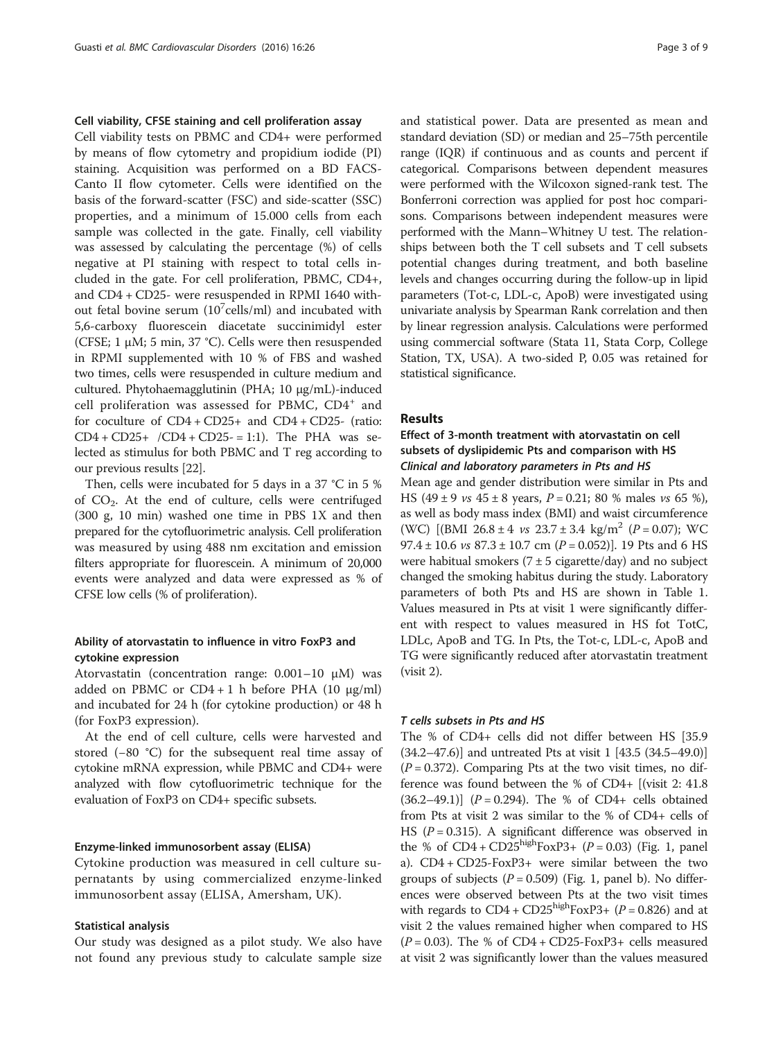### Cell viability, CFSE staining and cell proliferation assay

Cell viability tests on PBMC and CD4+ were performed by means of flow cytometry and propidium iodide (PI) staining. Acquisition was performed on a BD FACS-Canto II flow cytometer. Cells were identified on the basis of the forward-scatter (FSC) and side-scatter (SSC) properties, and a minimum of 15.000 cells from each sample was collected in the gate. Finally, cell viability was assessed by calculating the percentage (%) of cells negative at PI staining with respect to total cells included in the gate. For cell proliferation, PBMC, CD4+, and CD4 + CD25- were resuspended in RPMI 1640 without fetal bovine serum ($10^7$cells/ml) and incubated with 5,6-carboxy fluorescein diacetate succinimidyl ester (CFSE; 1 μM; 5 min, 37 °C). Cells were then resuspended in RPMI supplemented with 10 % of FBS and washed two times, cells were resuspended in culture medium and cultured. Phytohaemagglutinin (PHA; 10 μg/mL)-induced cell proliferation was assessed for PBMC, $CD4^+$ and for coculture of CD4 + CD25+ and CD4 + CD25- (ratio: CD4 + CD25+ /CD4 + CD25- = 1:1). The PHA was selected as stimulus for both PBMC and T reg according to our previous results [22].

Then, cells were incubated for 5 days in a 37 °C in 5 % of $CO_2$. At the end of culture, cells were centrifuged (300 g, 10 min) washed one time in PBS 1X and then prepared for the cytofluorimetric analysis. Cell proliferation was measured by using 488 nm excitation and emission filters appropriate for fluorescein. A minimum of 20,000 events were analyzed and data were expressed as % of CFSE low cells (% of proliferation).

### Ability of atorvastatin to influence in vitro FoxP3 and cytokine expression

Atorvastatin (concentration range: 0.001–10 μM) was added on PBMC or CD4 + 1 h before PHA (10 μg/ml) and incubated for 24 h (for cytokine production) or 48 h (for FoxP3 expression).

At the end of cell culture, cells were harvested and stored (−80 °C) for the subsequent real time assay of cytokine mRNA expression, while PBMC and CD4+ were analyzed with flow cytofluorimetric technique for the evaluation of FoxP3 on CD4+ specific subsets.

### Enzyme-linked immunosorbent assay (ELISA)

Cytokine production was measured in cell culture supernatants by using commercialized enzyme-linked immunosorbent assay (ELISA, Amersham, UK).

### Statistical analysis

Our study was designed as a pilot study. We also have not found any previous study to calculate sample size and statistical power. Data are presented as mean and standard deviation (SD) or median and 25–75th percentile range (IQR) if continuous and as counts and percent if categorical. Comparisons between dependent measures were performed with the Wilcoxon signed-rank test. The Bonferroni correction was applied for post hoc comparisons. Comparisons between independent measures were performed with the Mann–Whitney U test. The relationships between both the T cell subsets and T cell subsets potential changes during treatment, and both baseline levels and changes occurring during the follow-up in lipid parameters (Tot-c, LDL-c, ApoB) were investigated using univariate analysis by Spearman Rank correlation and then by linear regression analysis. Calculations were performed using commercial software (Stata 11, Stata Corp, College Station, TX, USA). A two-sided P, 0.05 was retained for statistical significance.

## Results

### Effect of 3-month treatment with atorvastatin on cell subsets of dyslipidemic Pts and comparison with HS

#### *Clinical and laboratory parameters in Pts and HS*

Mean age and gender distribution were similar in Pts and HS (49 ± 9 *vs* 45 ± 8 years, $P = 0.21$; 80 % males *vs* 65 %), as well as body mass index (BMI) and waist circumference (WC) [(BMI 26.8 ± 4 *vs* 23.7 ± 3.4 kg/m$^2$ ($P = 0.07$); WC 97.4 ± 10.6 *vs* 87.3 ± 10.7 cm ($P = 0.052$)]. 19 Pts and 6 HS were habitual smokers (7 ± 5 cigarette/day) and no subject changed the smoking habitus during the study. Laboratory parameters of both Pts and HS are shown in Table 1. Values measured in Pts at visit 1 were significantly different with respect to values measured in HS fot TotC, LDLc, ApoB and TG. In Pts, the Tot-c, LDL-c, ApoB and TG were significantly reduced after atorvastatin treatment (visit 2).

#### *T cells subsets in Pts and HS*

The % of CD4+ cells did not differ between HS [35.9 (34.2–47.6)] and untreated Pts at visit 1 [43.5 (34.5–49.0)] ($P = 0.372$). Comparing Pts at the two visit times, no difference was found between the % of CD4+ [(visit 2: 41.8 (36.2–49.1)] ($P = 0.294$). The % of CD4+ cells obtained from Pts at visit 2 was similar to the % of CD4+ cells of HS ($P = 0.315$). A significant difference was observed in the % of CD4 + CD25$^{high}$FoxP3+ ($P = 0.03$) (Fig. 1, panel a). CD4 + CD25-FoxP3+ were similar between the two groups of subjects ($P = 0.509$) (Fig. 1, panel b). No differences were observed between Pts at the two visit times with regards to CD4 + CD25$^{high}$FoxP3+ ($P = 0.826$) and at visit 2 the values remained higher when compared to HS ($P = 0.03$). The % of CD4 + CD25-FoxP3+ cells measured at visit 2 was significantly lower than the values measured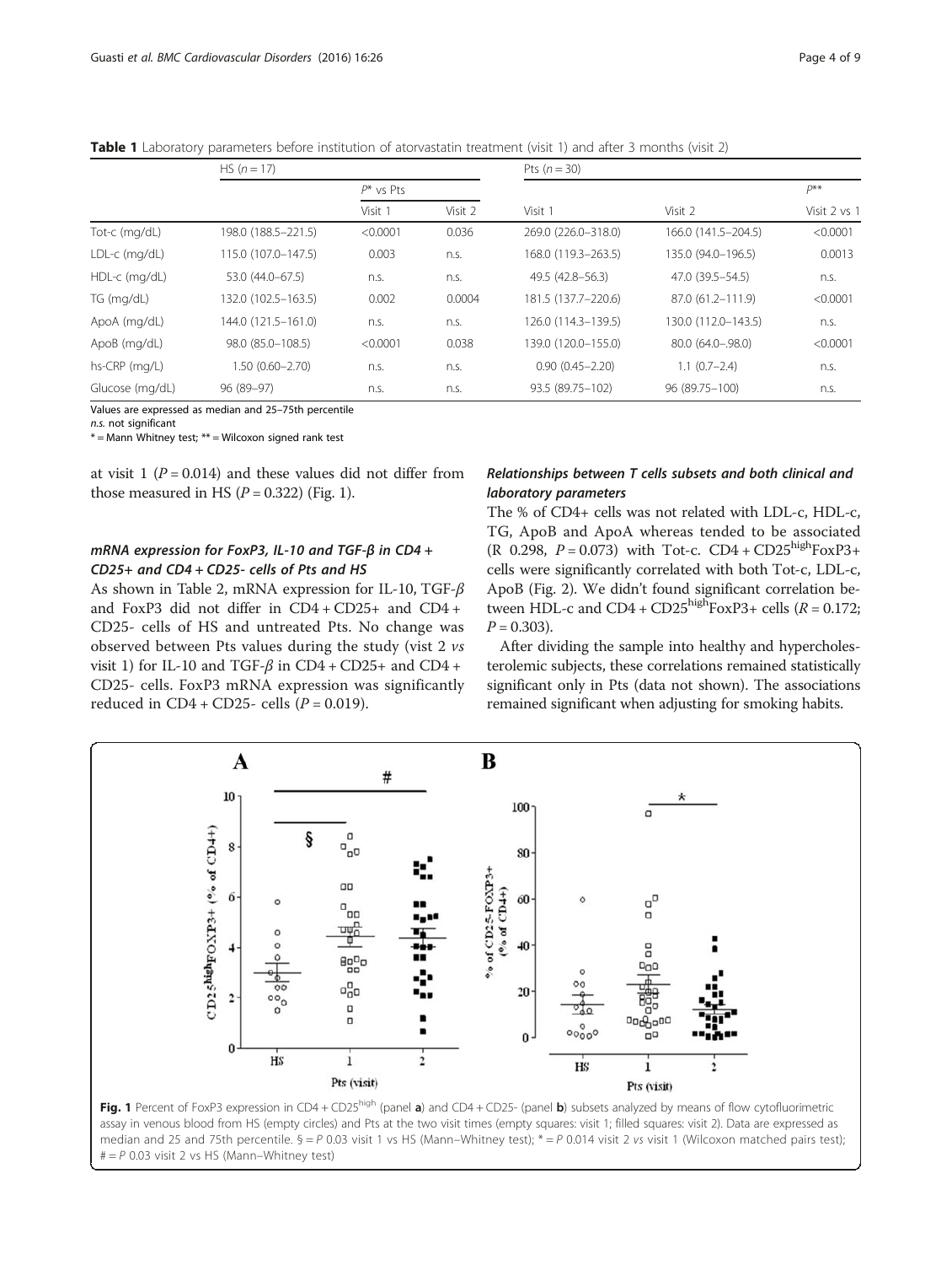**Table 1** Laboratory parameters before institution of atorvastatin treatment (visit 1) and after 3 months (visit 2)

| | HS ($n = 17$) | | | Pts ($n = 30$) | | |
|---|---|---|---|---|---|---|
| | | $P$* vs Pts | | | | $P$** |
| | | Visit 1 | Visit 2 | Visit 1 | Visit 2 | Visit 2 vs 1 |
| Tot-c (mg/dL) | 198.0 (188.5–221.5) | <0.0001 | 0.036 | 269.0 (226.0–318.0) | 166.0 (141.5–204.5) | <0.0001 |
| LDL-c (mg/dL) | 115.0 (107.0–147.5) | 0.003 | n.s. | 168.0 (119.3–263.5) | 135.0 (94.0–196.5) | 0.0013 |
| HDL-c (mg/dL) | 53.0 (44.0–67.5) | n.s. | n.s. | 49.5 (42.8–56.3) | 47.0 (39.5–54.5) | n.s. |
| TG (mg/dL) | 132.0 (102.5–163.5) | 0.002 | 0.0004 | 181.5 (137.7–220.6) | 87.0 (61.2–111.9) | <0.0001 |
| ApoA (mg/dL) | 144.0 (121.5–161.0) | n.s. | n.s. | 126.0 (114.3–139.5) | 130.0 (112.0–143.5) | n.s. |
| ApoB (mg/dL) | 98.0 (85.0–108.5) | <0.0001 | 0.038 | 139.0 (120.0–155.0) | 80.0 (64.0–.98.0) | <0.0001 |
| hs-CRP (mg/L) | 1.50 (0.60–2.70) | n.s. | n.s. | 0.90 (0.45–2.20) | 1.1 (0.7–2.4) | n.s. |
| Glucose (mg/dL) | 96 (89–97) | n.s. | n.s. | 93.5 (89.75–102) | 96 (89.75–100) | n.s. |

Values are expressed as median and 25–75th percentile

*n.s.* not significant

* = Mann Whitney test; ** = Wilcoxon signed rank test

at visit 1 ($P = 0.014$) and these values did not differ from those measured in HS ($P = 0.322$) (Fig. 1).

### mRNA expression for FoxP3, IL-10 and TGF-β in CD4 + CD25+ and CD4 + CD25- cells of Pts and HS

As shown in Table 2, mRNA expression for IL-10, TGF-$\beta$ and FoxP3 did not differ in CD4 + CD25+ and CD4 + CD25- cells of HS and untreated Pts. No change was observed between Pts values during the study (vist 2 *vs* visit 1) for IL-10 and TGF-$\beta$ in CD4 + CD25+ and CD4 + CD25- cells. FoxP3 mRNA expression was significantly reduced in CD4 + CD25- cells ($P = 0.019$).

### Relationships between T cells subsets and both clinical and laboratory parameters

The % of CD4+ cells was not related with LDL-c, HDL-c, TG, ApoB and ApoA whereas tended to be associated (R 0.298, $P = 0.073$) with Tot-c. CD4 + CD25$^{high}$FoxP3+ cells were significantly correlated with both Tot-c, LDL-c, ApoB (Fig. 2). We didn't found significant correlation between HDL-c and CD4 + CD25$^{high}$FoxP3+ cells ($R = 0.172$; $P = 0.303$).

After dividing the sample into healthy and hypercholesterolemic subjects, these correlations remained statistically significant only in Pts (data not shown). The associations remained significant when adjusting for smoking habits.

**Fig. 1** Percent of FoxP3 expression in CD4 + CD25$^{high}$ (panel **a**) and CD4 + CD25- (panel **b**) subsets analyzed by means of flow cytofluorimetric assay in venous blood from HS (empty circles) and Pts at the two visit times (empty squares: visit 1; filled squares: visit 2). Data are expressed as median and 25 and 75th percentile. § = $P$ 0.03 visit 1 vs HS (Mann–Whitney test); * = $P$ 0.014 visit 2 *vs* visit 1 (Wilcoxon matched pairs test); # = $P$ 0.03 visit 2 vs HS (Mann–Whitney test)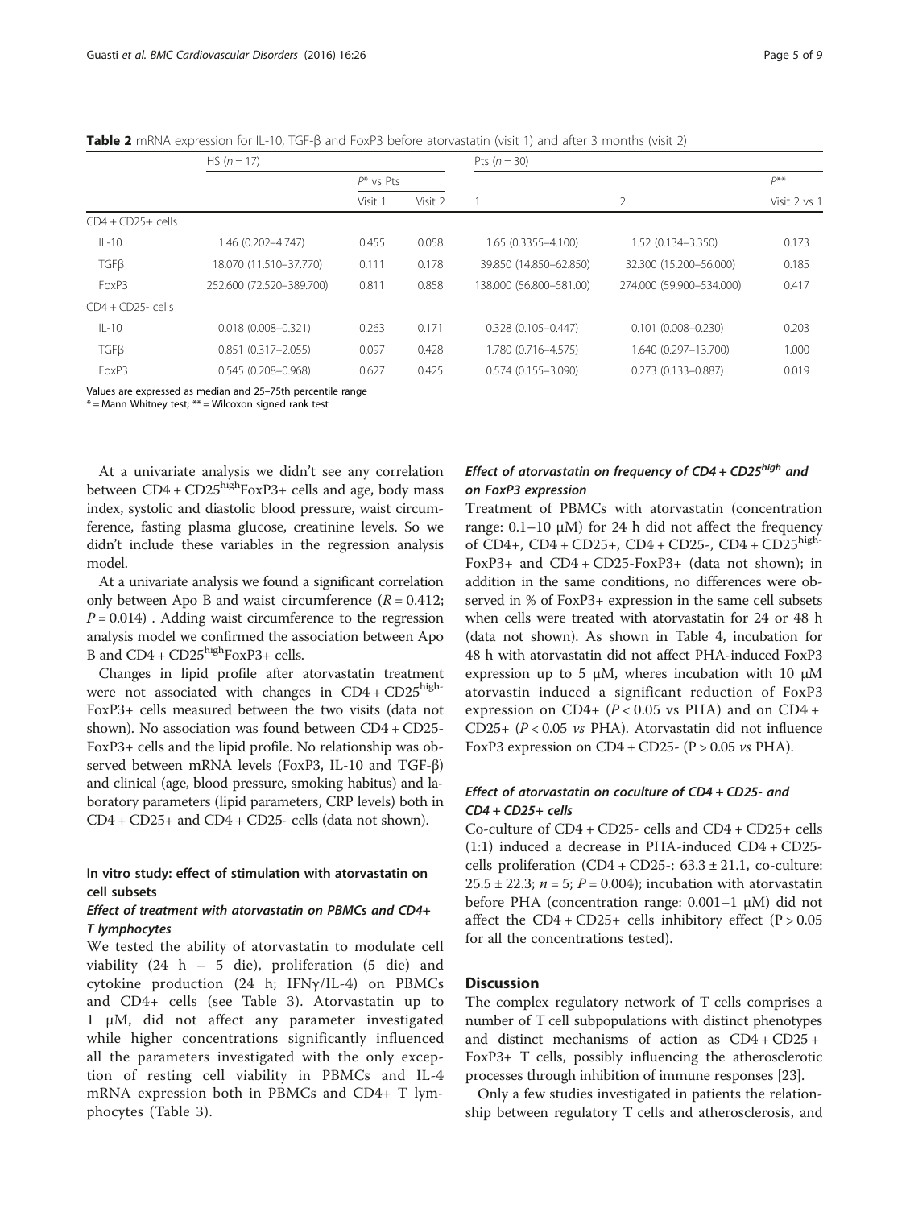**Table 2** mRNA expression for IL-10, TGF-β and FoxP3 before atorvastatin (visit 1) and after 3 months (visit 2)

| | HS ($n = 17$) | | | Pts ($n = 30$) | | |
|---|---|---|---|---|---|---|
| | | $P$* vs Pts | | | | $P$** |
| | | Visit 1 | Visit 2 | 1 | 2 | Visit 2 vs 1 |
| CD4 + CD25+ cells | | | | | | |
| IL-10 | 1.46 (0.202–4.747) | 0.455 | 0.058 | 1.65 (0.3355–4.100) | 1.52 (0.134–3.350) | 0.173 |
| TGFβ | 18.070 (11.510–37.770) | 0.111 | 0.178 | 39.850 (14.850–62.850) | 32.300 (15.200–56.000) | 0.185 |
| FoxP3 | 252.600 (72.520–389.700) | 0.811 | 0.858 | 138.000 (56.800–581.00) | 274.000 (59.900–534.000) | 0.417 |
| CD4 + CD25- cells | | | | | | |
| IL-10 | 0.018 (0.008–0.321) | 0.263 | 0.171 | 0.328 (0.105–0.447) | 0.101 (0.008–0.230) | 0.203 |
| TGFβ | 0.851 (0.317–2.055) | 0.097 | 0.428 | 1.780 (0.716–4.575) | 1.640 (0.297–13.700) | 1.000 |
| FoxP3 | 0.545 (0.208–0.968) | 0.627 | 0.425 | 0.574 (0.155–3.090) | 0.273 (0.133–0.887) | 0.019 |

Values are expressed as median and 25–75th percentile range
* = Mann Whitney test; ** = Wilcoxon signed rank test

At a univariate analysis we didn't see any correlation between CD4 + CD25$^{high}$FoxP3+ cells and age, body mass index, systolic and diastolic blood pressure, waist circumference, fasting plasma glucose, creatinine levels. So we didn't include these variables in the regression analysis model.

At a univariate analysis we found a significant correlation only between Apo B and waist circumference ($R = 0.412$; $P = 0.014$) . Adding waist circumference to the regression analysis model we confirmed the association between Apo B and CD4 + CD25$^{high}$FoxP3+ cells.

Changes in lipid profile after atorvastatin treatment were not associated with changes in CD4 + CD25$^{high}$-FoxP3+ cells measured between the two visits (data not shown). No association was found between CD4 + CD25-FoxP3+ cells and the lipid profile. No relationship was observed between mRNA levels (FoxP3, IL-10 and TGF-β) and clinical (age, blood pressure, smoking habitus) and laboratory parameters (lipid parameters, CRP levels) both in CD4 + CD25+ and CD4 + CD25- cells (data not shown).

### In vitro study: effect of stimulation with atorvastatin on cell subsets

#### *Effect of treatment with atorvastatin on PBMCs and CD4+ T lymphocytes*

We tested the ability of atorvastatin to modulate cell viability (24 h – 5 die), proliferation (5 die) and cytokine production (24 h; IFNγ/IL-4) on PBMCs and CD4+ cells (see Table 3). Atorvastatin up to 1 μM, did not affect any parameter investigated while higher concentrations significantly influenced all the parameters investigated with the only exception of resting cell viability in PBMCs and IL-4 mRNA expression both in PBMCs and CD4+ T lymphocytes (Table 3).

#### *Effect of atorvastatin on frequency of CD4 + CD25$^{high}$ and on FoxP3 expression*

Treatment of PBMCs with atorvastatin (concentration range: 0.1–10 μM) for 24 h did not affect the frequency of CD4+, CD4 + CD25+, CD4 + CD25-, CD4 + CD25$^{high}$-FoxP3+ and CD4 + CD25-FoxP3+ (data not shown); in addition in the same conditions, no differences were observed in % of FoxP3+ expression in the same cell subsets when cells were treated with atorvastatin for 24 or 48 h (data not shown). As shown in Table 4, incubation for 48 h with atorvastatin did not affect PHA-induced FoxP3 expression up to 5 μM, wheres incubation with 10 μM atorvastin induced a significant reduction of FoxP3 expression on CD4+ ($P < 0.05$ vs PHA) and on CD4 + CD25+ ($P < 0.05$ *vs* PHA). Atorvastatin did not influence FoxP3 expression on CD4 + CD25- ($P > 0.05$ *vs* PHA).

#### *Effect of atorvastatin on coculture of CD4 + CD25- and CD4 + CD25+ cells*

Co-culture of CD4 + CD25- cells and CD4 + CD25+ cells (1:1) induced a decrease in PHA-induced CD4 + CD25- cells proliferation (CD4 + CD25-: 63.3 ± 21.1, co-culture: 25.5 ± 22.3; $n = 5$; $P = 0.004$); incubation with atorvastatin before PHA (concentration range: 0.001–1 μM) did not affect the CD4 + CD25+ cells inhibitory effect ($P > 0.05$ for all the concentrations tested).

## Discussion

The complex regulatory network of T cells comprises a number of T cell subpopulations with distinct phenotypes and distinct mechanisms of action as CD4 + CD25 + FoxP3+ T cells, possibly influencing the atherosclerotic processes through inhibition of immune responses [23].

Only a few studies investigated in patients the relationship between regulatory T cells and atherosclerosis, and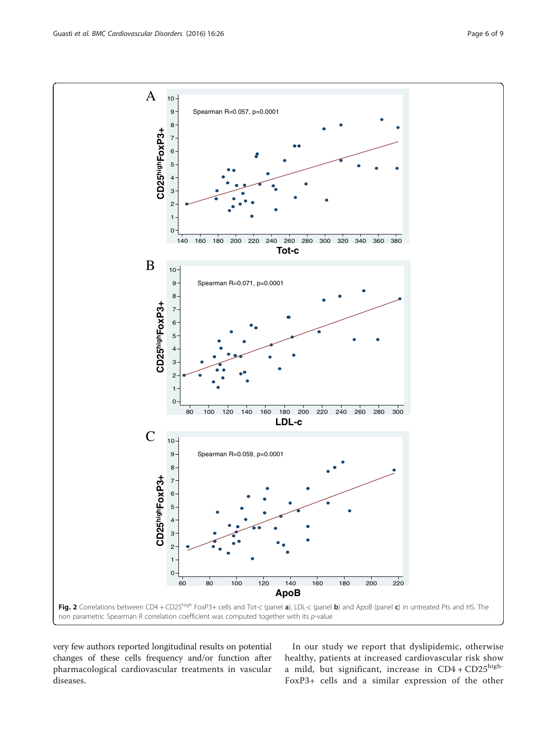**Fig. 2** Correlations between CD4 + CD25[high] FoxP3+ cells and Tot-c (panel **a**), LDL-c (panel **b**) and ApoB (panel **c**) in untreated Pts and HS. The non parametric Spearman R correlation coefficient was computed together with its *p*-value

very few authors reported longitudinal results on potential changes of these cells frequency and/or function after pharmacological cardiovascular treatments in vascular diseases.

In our study we report that dyslipidemic, otherwise healthy, patients at increased cardiovascular risk show a mild, but significant, increase in CD4 + CD25[high-]FoxP3+ cells and a similar expression of the other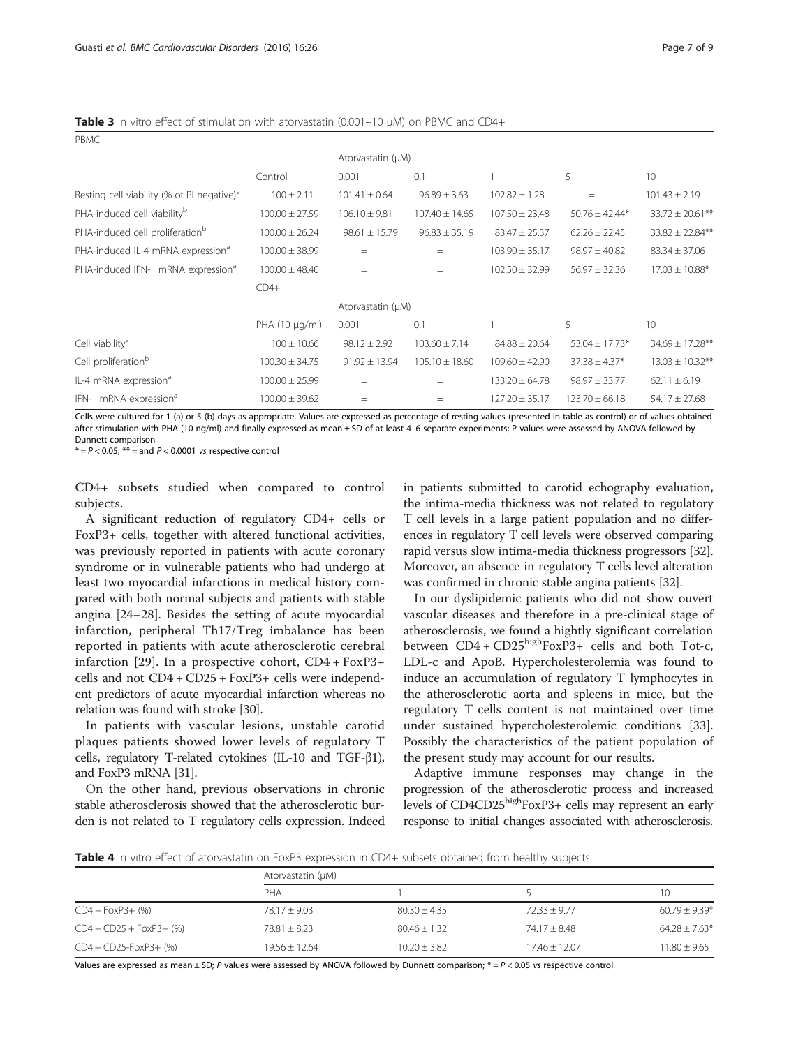**Table 3** In vitro effect of stimulation with atorvastatin (0.001–10 μM) on PBMC and CD4+

| PBMC | | Atorvastatin (μM) | | | | |
|---|---|---|---|---|---|---|
| | Control | 0.001 | 0.1 | 1 | 5 | 10 |
| Resting cell viability (% of PI negative)[a] | 100 ± 2.11 | 101.41 ± 0.64 | 96.89 ± 3.63 | 102.82 ± 1.28 | = | 101.43 ± 2.19 |
| PHA-induced cell viability[b] | 100.00 ± 27.59 | 106.10 ± 9.81 | 107.40 ± 14.65 | 107.50 ± 23.48 | 50.76 ± 42.44* | 33.72 ± 20.61** |
| PHA-induced cell proliferation[b] | 100.00 ± 26.24 | 98.61 ± 15.79 | 96.83 ± 35.19 | 83.47 ± 25.37 | 62.26 ± 22.45 | 33.82 ± 22.84** |
| PHA-induced IL-4 mRNA expression[a] | 100.00 ± 38.99 | = | = | 103.90 ± 35.17 | 98.97 ± 40.82 | 83.34 ± 37.06 |
| PHA-induced IFN- mRNA expression[a] | 100.00 ± 48.40 | = | = | 102.50 ± 32.99 | 56.97 ± 32.36 | 17.03 ± 10.88* |
| | CD4+ | | | | | |
| | | Atorvastatin (μM) | | | | |
| | PHA (10 μg/ml) | 0.001 | 0.1 | 1 | 5 | 10 |
| Cell viability[a] | 100 ± 10.66 | 98.12 ± 2.92 | 103.60 ± 7.14 | 84.88 ± 20.64 | 53.04 ± 17.73* | 34.69 ± 17.28** |
| Cell proliferation[b] | 100.30 ± 34.75 | 91.92 ± 13.94 | 105.10 ± 18.60 | 109.60 ± 42.90 | 37.38 ± 4.37* | 13.03 ± 10.32** |
| IL-4 mRNA expression[a] | 100.00 ± 25.99 | = | = | 133.20 ± 64.78 | 98.97 ± 33.77 | 62.11 ± 6.19 |
| IFN- mRNA expression[a] | 100.00 ± 39.62 | = | = | 127.20 ± 35.17 | 123.70 ± 66.18 | 54.17 ± 27.68 |

Cells were cultured for 1 (a) or 5 (b) days as appropriate. Values are expressed as percentage of resting values (presented in table as control) or of values obtained after stimulation with PHA (10 ng/ml) and finally expressed as mean ± SD of at least 4–6 separate experiments; P values were assessed by ANOVA followed by Dunnett comparison

* = $P < 0.05$; ** = and $P < 0.0001$ *vs* respective control

CD4+ subsets studied when compared to control subjects.

A significant reduction of regulatory CD4+ cells or FoxP3+ cells, together with altered functional activities, was previously reported in patients with acute coronary syndrome or in vulnerable patients who had undergo at least two myocardial infarctions in medical history compared with both normal subjects and patients with stable angina [24–28]. Besides the setting of acute myocardial infarction, peripheral Th17/Treg imbalance has been reported in patients with acute atherosclerotic cerebral infarction [29]. In a prospective cohort, CD4 + FoxP3+ cells and not CD4 + CD25 + FoxP3+ cells were independent predictors of acute myocardial infarction whereas no relation was found with stroke [30].

In patients with vascular lesions, unstable carotid plaques patients showed lower levels of regulatory T cells, regulatory T-related cytokines (IL-10 and TGF-β1), and FoxP3 mRNA [31].

On the other hand, previous observations in chronic stable atherosclerosis showed that the atherosclerotic burden is not related to T regulatory cells expression. Indeed in patients submitted to carotid echography evaluation, the intima-media thickness was not related to regulatory T cell levels in a large patient population and no differences in regulatory T cell levels were observed comparing rapid versus slow intima-media thickness progressors [32]. Moreover, an absence in regulatory T cells level alteration was confirmed in chronic stable angina patients [32].

In our dyslipidemic patients who did not show ouvert vascular diseases and therefore in a pre-clinical stage of atherosclerosis, we found a hightly significant correlation between CD4 + CD25[high]FoxP3+ cells and both Tot-c, LDL-c and ApoB. Hypercholesterolemia was found to induce an accumulation of regulatory T lymphocytes in the atherosclerotic aorta and spleens in mice, but the regulatory T cells content is not maintained over time under sustained hypercholesterolemic conditions [33]. Possibly the characteristics of the patient population of the present study may account for our results.

Adaptive immune responses may change in the progression of the atherosclerotic process and increased levels of CD4CD25[high]FoxP3+ cells may represent an early response to initial changes associated with atherosclerosis.

**Table 4** In vitro effect of atorvastatin on FoxP3 expression in CD4+ subsets obtained from healthy subjects

| | Atorvastatin (μM) | | | |
|---|---|---|---|---|
| | PHA | 1 | 5 | 10 |
| CD4 + FoxP3+ (%) | 78.17 ± 9.03 | 80.30 ± 4.35 | 72.33 ± 9.77 | 60.79 ± 9.39* |
| CD4 + CD25 + FoxP3+ (%) | 78.81 ± 8.23 | 80.46 ± 1.32 | 74.17 ± 8.48 | 64.28 ± 7.63* |
| CD4 + CD25-FoxP3+ (%) | 19.56 ± 12.64 | 10.20 ± 3.82 | 17.46 ± 12.07 | 11.80 ± 9.65 |

Values are expressed as mean ± SD; *P* values were assessed by ANOVA followed by Dunnett comparison; * = $P < 0.05$ *vs* respective control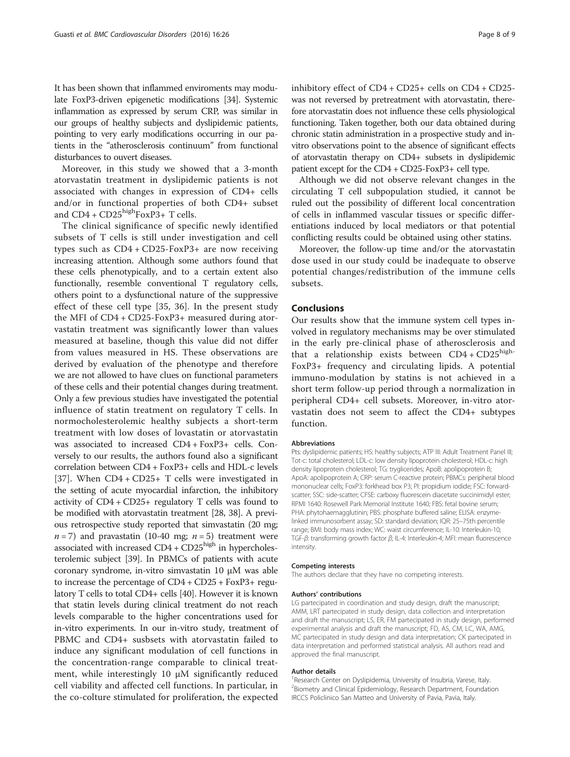It has been shown that inflammed enviroments may modulate FoxP3-driven epigenetic modifications [34]. Systemic inflammation as expressed by serum CRP, was similar in our groups of healthy subjects and dyslipidemic patients, pointing to very early modifications occurring in our patients in the "atherosclerosis continuum" from functional disturbances to ouvert diseases.

Moreover, in this study we showed that a 3-month atorvastatin treatment in dyslipidemic patients is not associated with changes in expression of CD4+ cells and/or in functional properties of both CD4+ subset and CD4 + CD25$^{high}$FoxP3+ T cells.

The clinical significance of specific newly identified subsets of T cells is still under investigation and cell types such as CD4 + CD25-FoxP3+ are now receiving increasing attention. Although some authors found that these cells phenotypically, and to a certain extent also functionally, resemble conventional T regulatory cells, others point to a dysfunctional nature of the suppressive effect of these cell type [35, 36]. In the present study the MFI of CD4 + CD25-FoxP3+ measured during atorvastatin treatment was significantly lower than values measured at baseline, though this value did not differ from values measured in HS. These observations are derived by evaluation of the phenotype and therefore we are not allowed to have clues on functional parameters of these cells and their potential changes during treatment. Only a few previous studies have investigated the potential influence of statin treatment on regulatory T cells. In normocholesterolemic healthy subjects a short-term treatment with low doses of lovastatin or atorvastatin was associated to increased CD4 + FoxP3+ cells. Conversely to our results, the authors found also a significant correlation between CD4 + FoxP3+ cells and HDL-c levels [37]. When CD4 + CD25+ T cells were investigated in the setting of acute myocardial infarction, the inhibitory activity of CD4 + CD25+ regulatory T cells was found to be modified with atorvastatin treatment [28, 38]. A previous retrospective study reported that simvastatin (20 mg; $n = 7$) and pravastatin (10-40 mg; $n = 5$) treatment were associated with increased CD4 + CD25$^{high}$ in hypercholesterolemic subject [39]. In PBMCs of patients with acute coronary syndrome, in-vitro simvastatin 10 μM was able to increase the percentage of CD4 + CD25 + FoxP3+ regulatory T cells to total CD4+ cells [40]. However it is known that statin levels during clinical treatment do not reach levels comparable to the higher concentrations used for in-vitro experiments. In our in-vitro study, treatment of PBMC and CD4+ susbsets with atorvastatin failed to induce any significant modulation of cell functions in the concentration-range comparable to clinical treatment, while interestingly 10 μM significantly reduced cell viability and affected cell functions. In particular, in the co-colture stimulated for proliferation, the expected inhibitory effect of CD4 + CD25+ cells on CD4 + CD25- was not reversed by pretreatment with atorvastatin, therefore atorvastatin does not influence these cells physiological functioning. Taken together, both our data obtained during chronic statin administration in a prospective study and in-vitro observations point to the absence of significant effects of atorvastatin therapy on CD4+ subsets in dyslipidemic patient except for the CD4 + CD25-FoxP3+ cell type.

Although we did not observe relevant changes in the circulating T cell subpopulation studied, it cannot be ruled out the possibility of different local concentration of cells in inflammed vascular tissues or specific differentiations induced by local mediators or that potential conflicting results could be obtained using other statins.

Moreover, the follow-up time and/or the atorvastatin dose used in our study could be inadequate to observe potential changes/redistribution of the immune cells subsets.

## Conclusions

Our results show that the immune system cell types involved in regulatory mechanisms may be over stimulated in the early pre-clinical phase of atherosclerosis and that a relationship exists between CD4 + CD25$^{high}$-FoxP3+ frequency and circulating lipids. A potential immuno-modulation by statins is not achieved in a short term follow-up period through a normalization in peripheral CD4+ cell subsets. Moreover, in-vitro atorvastatin does not seem to affect the CD4+ subtypes function.

#### Abbreviations

Pts: dyslipidemic patients; HS: healthy subjects; ATP III: Adult Treatment Panel III; Tot-c: total cholesterol; LDL-c: low density lipoprotein cholesterol; HDL-c: high density lipoprotein cholesterol; TG: tryglicerides; ApoB: apolipoprotein B; ApoA: apolipoprotein A; CRP: serum C-reactive protein; PBMCs: peripheral blood mononuclear cells; FoxP3: forkhead box P3; PI: propidium iodide; FSC: forward-scatter; SSC: side-scatter; CFSE: carboxy fluorescein diacetate succinimidyl ester; RPMI 1640: Rosewell Park Memorial Institute 1640; FBS: fetal bovine serum; PHA: phytohaemagglutinin; PBS: phosphate buffered saline; ELISA: enzyme-linked immunosorbent assay; SD: standard deviation; IQR: 25–75th percentile range; BMI: body mass index; WC: waist circumference; IL-10: Interleukin-10; TGF-β: transforming growth factor β; IL-4: Interleukin-4; MFI: mean fluorescence intensity.

#### Competing interests

The authors declare that they have no competing interests.

#### Authors' contributions

LG partecipated in coordination and study design, draft the manuscript; AMM, LRT partecipated in study design, data collection and interpretation and draft the manuscript; LS, ER, FM partecipated in study design, performed experimental analysis and draft the manuscript; FD, AS, CM, LC, WA, AMG, MC partecipated in study design and data interpretation; CK partecipated in data interpretation and performed statistical analysis. All authors read and approved the final manuscript.

#### Author details

[1]Research Center on Dyslipidemia, University of Insubria, Varese, Italy. [2]Biometry and Clinical Epidemiology, Research Department, Foundation IRCCS Policlinico San Matteo and University of Pavia, Pavia, Italy.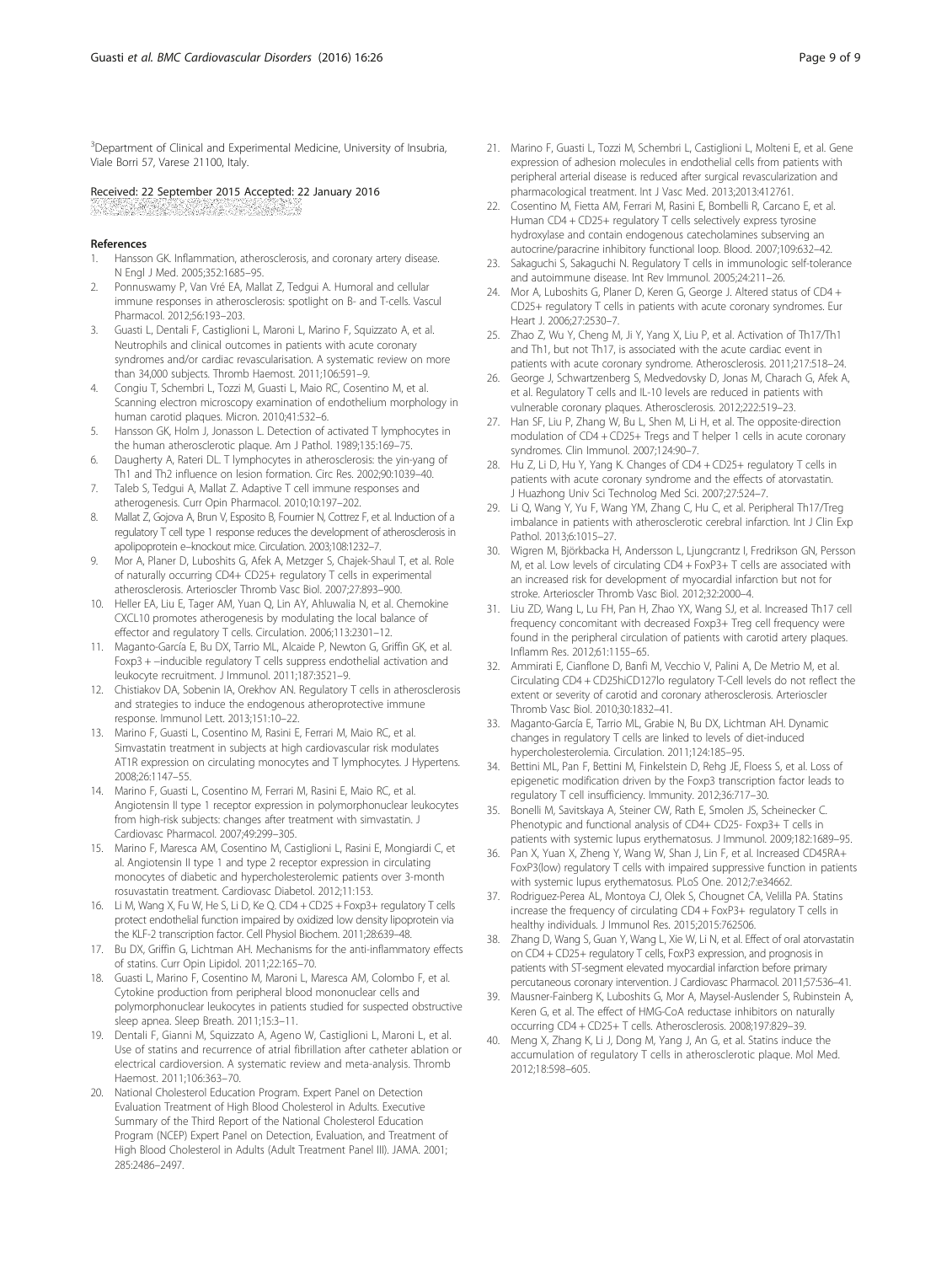[3]Department of Clinical and Experimental Medicine, University of Insubria, Viale Borri 57, Varese 21100, Italy.

Received: 22 September 2015 Accepted: 22 January 2016

## References

1. Hansson GK. Inflammation, atherosclerosis, and coronary artery disease. N Engl J Med. 2005;352:1685–95.
2. Ponnuswamy P, Van Vré EA, Mallat Z, Tedgui A. Humoral and cellular immune responses in atherosclerosis: spotlight on B- and T-cells. Vascul Pharmacol. 2012;56:193–203.
3. Guasti L, Dentali F, Castiglioni L, Maroni L, Marino F, Squizzato A, et al. Neutrophils and clinical outcomes in patients with acute coronary syndromes and/or cardiac revascularisation. A systematic review on more than 34,000 subjects. Thromb Haemost. 2011;106:591–9.
4. Congiu T, Schembri L, Tozzi M, Guasti L, Maio RC, Cosentino M, et al. Scanning electron microscopy examination of endothelium morphology in human carotid plaques. Micron. 2010;41:532–6.
5. Hansson GK, Holm J, Jonasson L. Detection of activated T lymphocytes in the human atherosclerotic plaque. Am J Pathol. 1989;135:169–75.
6. Daugherty A, Rateri DL. T lymphocytes in atherosclerosis: the yin-yang of Th1 and Th2 influence on lesion formation. Circ Res. 2002;90:1039–40.
7. Taleb S, Tedgui A, Mallat Z. Adaptive T cell immune responses and atherogenesis. Curr Opin Pharmacol. 2010;10:197–202.
8. Mallat Z, Gojova A, Brun V, Esposito B, Fournier N, Cottrez F, et al. Induction of a regulatory T cell type 1 response reduces the development of atherosclerosis in apolipoprotein e–knockout mice. Circulation. 2003;108:1232–7.
9. Mor A, Planer D, Luboshits G, Afek A, Metzger S, Chajek-Shaul T, et al. Role of naturally occurring CD4+ CD25+ regulatory T cells in experimental atherosclerosis. Arterioscler Thromb Vasc Biol. 2007;27:893–900.
10. Heller EA, Liu E, Tager AM, Yuan Q, Lin AY, Ahluwalia N, et al. Chemokine CXCL10 promotes atherogenesis by modulating the local balance of effector and regulatory T cells. Circulation. 2006;113:2301–12.
11. Maganto-García E, Bu DX, Tarrio ML, Alcaide P, Newton G, Griffin GK, et al. Foxp3 + −inducible regulatory T cells suppress endothelial activation and leukocyte recruitment. J Immunol. 2011;187:3521–9.
12. Chistiakov DA, Sobenin IA, Orekhov AN. Regulatory T cells in atherosclerosis and strategies to induce the endogenous atheroprotective immune response. Immunol Lett. 2013;151:10–22.
13. Marino F, Guasti L, Cosentino M, Rasini E, Ferrari M, Maio RC, et al. Simvastatin treatment in subjects at high cardiovascular risk modulates AT1R expression on circulating monocytes and T lymphocytes. J Hypertens. 2008;26:1147–55.
14. Marino F, Guasti L, Cosentino M, Ferrari M, Rasini E, Maio RC, et al. Angiotensin II type 1 receptor expression in polymorphonuclear leukocytes from high-risk subjects: changes after treatment with simvastatin. J Cardiovasc Pharmacol. 2007;49:299–305.
15. Marino F, Maresca AM, Cosentino M, Castiglioni L, Rasini E, Mongiardi C, et al. Angiotensin II type 1 and type 2 receptor expression in circulating monocytes of diabetic and hypercholesterolemic patients over 3-month rosuvastatin treatment. Cardiovasc Diabetol. 2012;11:153.
16. Li M, Wang X, Fu W, He S, Li D, Ke Q. CD4 + CD25 + Foxp3+ regulatory T cells protect endothelial function impaired by oxidized low density lipoprotein via the KLF-2 transcription factor. Cell Physiol Biochem. 2011;28:639–48.
17. Bu DX, Griffin G, Lichtman AH. Mechanisms for the anti-inflammatory effects of statins. Curr Opin Lipidol. 2011;22:165–70.
18. Guasti L, Marino F, Cosentino M, Maroni L, Maresca AM, Colombo F, et al. Cytokine production from peripheral blood mononuclear cells and polymorphonuclear leukocytes in patients studied for suspected obstructive sleep apnea. Sleep Breath. 2011;15:3–11.
19. Dentali F, Gianni M, Squizzato A, Ageno W, Castiglioni L, Maroni L, et al. Use of statins and recurrence of atrial fibrillation after catheter ablation or electrical cardioversion. A systematic review and meta-analysis. Thromb Haemost. 2011;106:363–70.
20. National Cholesterol Education Program. Expert Panel on Detection Evaluation Treatment of High Blood Cholesterol in Adults. Executive Summary of the Third Report of the National Cholesterol Education Program (NCEP) Expert Panel on Detection, Evaluation, and Treatment of High Blood Cholesterol in Adults (Adult Treatment Panel III). JAMA. 2001; 285:2486–2497.
21. Marino F, Guasti L, Tozzi M, Schembri L, Castiglioni L, Molteni E, et al. Gene expression of adhesion molecules in endothelial cells from patients with peripheral arterial disease is reduced after surgical revascularization and pharmacological treatment. Int J Vasc Med. 2013;2013:412761.
22. Cosentino M, Fietta AM, Ferrari M, Rasini E, Bombelli R, Carcano E, et al. Human CD4 + CD25+ regulatory T cells selectively express tyrosine hydroxylase and contain endogenous catecholamines subserving an autocrine/paracrine inhibitory functional loop. Blood. 2007;109:632–42.
23. Sakaguchi S, Sakaguchi N. Regulatory T cells in immunologic self-tolerance and autoimmune disease. Int Rev Immunol. 2005;24:211–26.
24. Mor A, Luboshits G, Planer D, Keren G, George J. Altered status of CD4 + CD25+ regulatory T cells in patients with acute coronary syndromes. Eur Heart J. 2006;27:2530–7.
25. Zhao Z, Wu Y, Cheng M, Ji Y, Yang X, Liu P, et al. Activation of Th17/Th1 and Th1, but not Th17, is associated with the acute cardiac event in patients with acute coronary syndrome. Atherosclerosis. 2011;217:518–24.
26. George J, Schwartzenberg S, Medvedovsky D, Jonas M, Charach G, Afek A, et al. Regulatory T cells and IL-10 levels are reduced in patients with vulnerable coronary plaques. Atherosclerosis. 2012;222:519–23.
27. Han SF, Liu P, Zhang W, Bu L, Shen M, Li H, et al. The opposite-direction modulation of CD4 + CD25+ Tregs and T helper 1 cells in acute coronary syndromes. Clin Immunol. 2007;124:90–7.
28. Hu Z, Li D, Hu Y, Yang K. Changes of CD4 + CD25+ regulatory T cells in patients with acute coronary syndrome and the effects of atorvastatin. J Huazhong Univ Sci Technolog Med Sci. 2007;27:524–7.
29. Li Q, Wang Y, Yu F, Wang YM, Zhang C, Hu C, et al. Peripheral Th17/Treg imbalance in patients with atherosclerotic cerebral infarction. Int J Clin Exp Pathol. 2013;6:1015–27.
30. Wigren M, Björkbacka H, Andersson L, Ljungcrantz I, Fredrikson GN, Persson M, et al. Low levels of circulating CD4 + FoxP3+ T cells are associated with an increased risk for development of myocardial infarction but not for stroke. Arterioscler Thromb Vasc Biol. 2012;32:2000–4.
31. Liu ZD, Wang L, Lu FH, Pan H, Zhao YX, Wang SJ, et al. Increased Th17 cell frequency concomitant with decreased Foxp3+ Treg cell frequency were found in the peripheral circulation of patients with carotid artery plaques. Inflamm Res. 2012;61:1155–65.
32. Ammirati E, Cianflone D, Banfi M, Vecchio V, Palini A, De Metrio M, et al. Circulating CD4 + CD25hiCD127lo regulatory T-Cell levels do not reflect the extent or severity of carotid and coronary atherosclerosis. Arterioscler Thromb Vasc Biol. 2010;30:1832–41.
33. Maganto-García E, Tarrio ML, Grabie N, Bu DX, Lichtman AH. Dynamic changes in regulatory T cells are linked to levels of diet-induced hypercholesterolemia. Circulation. 2011;124:185–95.
34. Bettini ML, Pan F, Bettini M, Finkelstein D, Rehg JE, Floess S, et al. Loss of epigenetic modification driven by the Foxp3 transcription factor leads to regulatory T cell insufficiency. Immunity. 2012;36:717–30.
35. Bonelli M, Savitskaya A, Steiner CW, Rath E, Smolen JS, Scheinecker C. Phenotypic and functional analysis of CD4+ CD25- Foxp3+ T cells in patients with systemic lupus erythematosus. J Immunol. 2009;182:1689–95.
36. Pan X, Yuan X, Zheng Y, Wang W, Shan J, Lin F, et al. Increased CD45RA+ FoxP3(low) regulatory T cells with impaired suppressive function in patients with systemic lupus erythematosus. PLoS One. 2012;7:e34662.
37. Rodriguez-Perea AL, Montoya CJ, Olek S, Chougnet CA, Velilla PA. Statins increase the frequency of circulating CD4 + FoxP3+ regulatory T cells in healthy individuals. J Immunol Res. 2015;2015:762506.
38. Zhang D, Wang S, Guan Y, Wang L, Xie W, Li N, et al. Effect of oral atorvastatin on CD4 + CD25+ regulatory T cells, FoxP3 expression, and prognosis in patients with ST-segment elevated myocardial infarction before primary percutaneous coronary intervention. J Cardiovasc Pharmacol. 2011;57:536–41.
39. Mausner-Fainberg K, Luboshits G, Mor A, Maysel-Auslender S, Rubinstein A, Keren G, et al. The effect of HMG-CoA reductase inhibitors on naturally occurring CD4 + CD25+ T cells. Atherosclerosis. 2008;197:829–39.
40. Meng X, Zhang K, Li J, Dong M, Yang J, An G, et al. Statins induce the accumulation of regulatory T cells in atherosclerotic plaque. Mol Med. 2012;18:598–605.